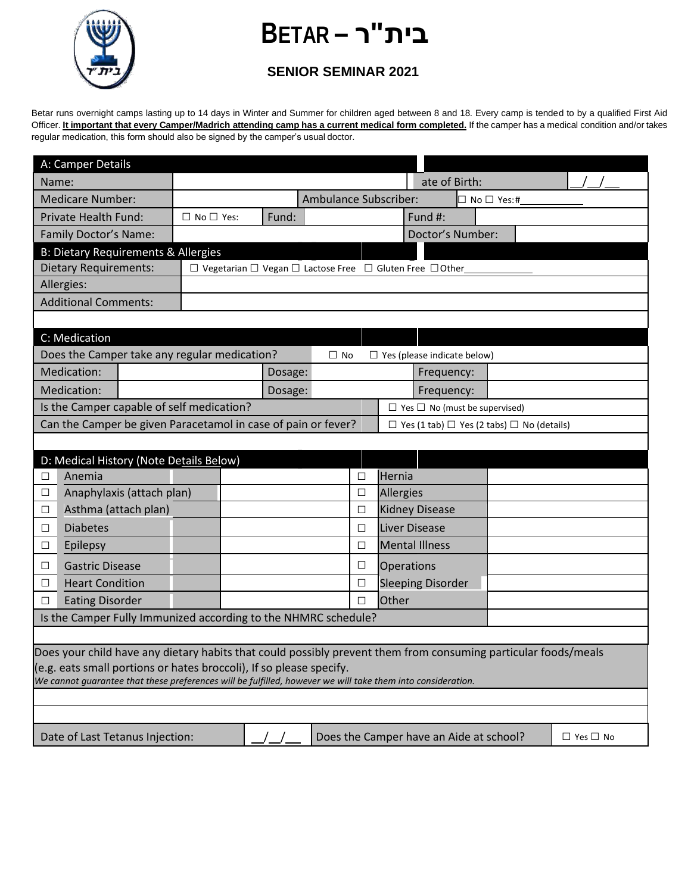# BETAR – בית"ר

## SENIOR SEMINAR 2021

Betar runs overnight camps lasting up to 14 days in Winter and Summer for children aged between 8 and 18. Every camp is tended to by a qualified First Aid Officer. **It important that every Camper/Madrich attending camp has a current medical form completed.** If the camper has a medical condition and/or takes regular medication, this form should also be signed by the camper's usual doctor.

| A: Camper Details | | | | | |
|---|---|---|---|---|---|
| Name: | | | ate of Birth: | | __/__/__ |
| Medicare Number: | | Ambulance Subscriber: | ☐ No ☐ Yes:#___________ | | |
| Private Health Fund: | ☐ No ☐ Yes: | Fund: | | Fund #: | |
| Family Doctor's Name: | | | Doctor's Number: | | |

| B: Dietary Requirements & Allergies | |
|---|---|
| Dietary Requirements: | ☐ Vegetarian ☐ Vegan ☐ Lactose Free ☐ Gluten Free ☐ Other___________ |
| Allergies: | |
| Additional Comments: | |

| C: Medication | | | | | |
|---|---|---|---|---|---|
| Does the Camper take any regular medication? | | ☐ No | ☐ Yes (please indicate below) | | |
| Medication: | | Dosage: | | Frequency: | |
| Medication: | | Dosage: | | Frequency: | |
| Is the Camper capable of self medication? | | | ☐ Yes ☐ No (must be supervised) | | |
| Can the Camper be given Paracetamol in case of pain or fever? | | | ☐ Yes (1 tab) ☐ Yes (2 tabs) ☐ No (details) | | |

| D: Medical History (Note Details Below) | | | | | |
|---|---|---|---|---|---|
| ☐ | Anemia | | ☐ | Hernia | |
| ☐ | Anaphylaxis (attach plan) | | ☐ | Allergies | |
| ☐ | Asthma (attach plan) | | ☐ | Kidney Disease | |
| ☐ | Diabetes | | ☐ | Liver Disease | |
| ☐ | Epilepsy | | ☐ | Mental Illness | |
| ☐ | Gastric Disease | | ☐ | Operations | |
| ☐ | Heart Condition | | ☐ | Sleeping Disorder | |
| ☐ | Eating Disorder | | ☐ | Other | |
| Is the Camper Fully Immunized according to the NHMRC schedule? | | | | | |

Does your child have any dietary habits that could possibly prevent them from consuming particular foods/meals (e.g. eats small portions or hates broccoli), If so please specify.
*We cannot guarantee that these preferences will be fulfilled, however we will take them into consideration.*

| Date of Last Tetanus Injection: | __/__/__ | Does the Camper have an Aide at school? | ☐ Yes ☐ No |
|---|---|---|---|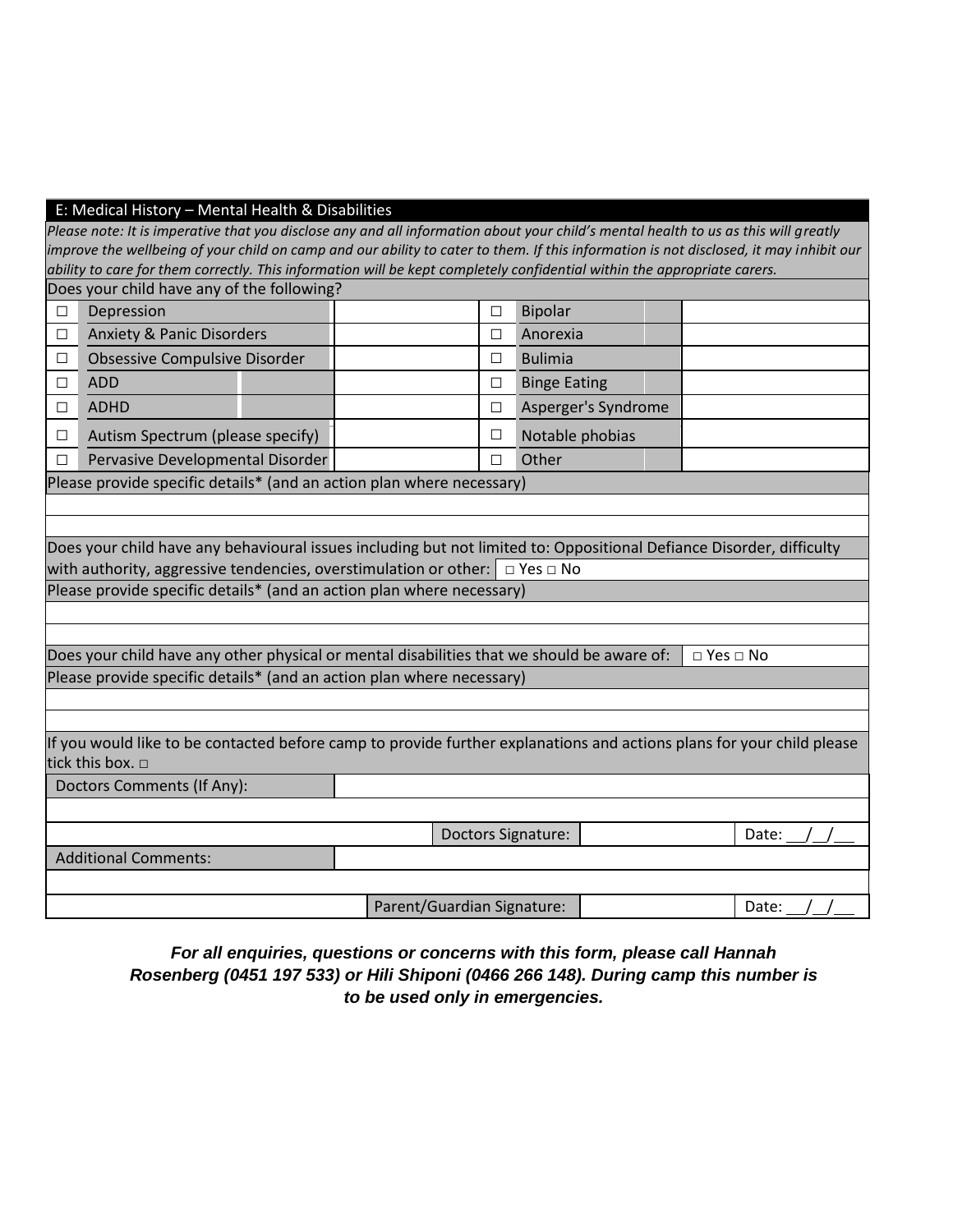## E: Medical History – Mental Health & Disabilities

*Please note: It is imperative that you disclose any and all information about your child's mental health to us as this will greatly improve the wellbeing of your child on camp and our ability to cater to them. If this information is not disclosed, it may inhibit our ability to care for them correctly. This information will be kept completely confidential within the appropriate carers.*

Does your child have any of the following?

| | | | | | |
|---|---|---|---|---|---|
| □ | Depression | | □ | Bipolar | |
| □ | Anxiety & Panic Disorders | | □ | Anorexia | |
| □ | Obsessive Compulsive Disorder | | □ | Bulimia | |
| □ | ADD | | □ | Binge Eating | |
| □ | ADHD | | □ | Asperger's Syndrome | |
| □ | Autism Spectrum (please specify) | | □ | Notable phobias | |
| □ | Pervasive Developmental Disorder | | □ | Other | |

Please provide specific details* (and an action plan where necessary)

Does your child have any behavioural issues including but not limited to: Oppositional Defiance Disorder, difficulty with authority, aggressive tendencies, overstimulation or other: □ Yes □ No

Please provide specific details* (and an action plan where necessary)

Does your child have any other physical or mental disabilities that we should be aware of: □ Yes □ No

Please provide specific details* (and an action plan where necessary)

If you would like to be contacted before camp to provide further explanations and actions plans for your child please tick this box. □

Doctors Comments (If Any):

Doctors Signature: Date: __/__/__

Additional Comments:

Parent/Guardian Signature: Date: __/__/__

***For all enquiries, questions or concerns with this form, please call Hannah Rosenberg (0451 197 533) or Hili Shiponi (0466 266 148). During camp this number is to be used only in emergencies.***